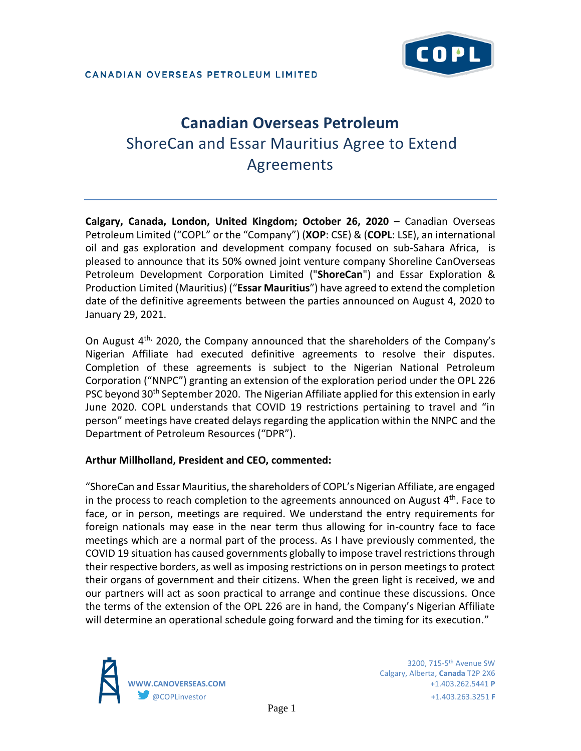CANADIAN OVERSEAS PETROLEUM LIMITED

# Canadian Overseas Petroleum

## ShoreCan and Essar Mauritius Agree to Extend Agreements

**Calgary, Canada, London, United Kingdom; October 26, 2020** – Canadian Overseas Petroleum Limited ("COPL" or the "Company") (**XOP**: CSE) & (**COPL**: LSE), an international oil and gas exploration and development company focused on sub-Sahara Africa, is pleased to announce that its 50% owned joint venture company Shoreline CanOverseas Petroleum Development Corporation Limited ("**ShoreCan**") and Essar Exploration & Production Limited (Mauritius) ("**Essar Mauritius**") have agreed to extend the completion date of the definitive agreements between the parties announced on August 4, 2020 to January 29, 2021.

On August 4th, 2020, the Company announced that the shareholders of the Company's Nigerian Affiliate had executed definitive agreements to resolve their disputes. Completion of these agreements is subject to the Nigerian National Petroleum Corporation ("NNPC") granting an extension of the exploration period under the OPL 226 PSC beyond 30th September 2020. The Nigerian Affiliate applied for this extension in early June 2020. COPL understands that COVID 19 restrictions pertaining to travel and "in person" meetings have created delays regarding the application within the NNPC and the Department of Petroleum Resources ("DPR").

**Arthur Millholland, President and CEO, commented:**

"ShoreCan and Essar Mauritius, the shareholders of COPL's Nigerian Affiliate, are engaged in the process to reach completion to the agreements announced on August 4th. Face to face, or in person, meetings are required. We understand the entry requirements for foreign nationals may ease in the near term thus allowing for in-country face to face meetings which are a normal part of the process. As I have previously commented, the COVID 19 situation has caused governments globally to impose travel restrictions through their respective borders, as well as imposing restrictions on in person meetings to protect their organs of government and their citizens. When the green light is received, we and our partners will act as soon practical to arrange and continue these discussions. Once the terms of the extension of the OPL 226 are in hand, the Company's Nigerian Affiliate will determine an operational schedule going forward and the timing for its execution."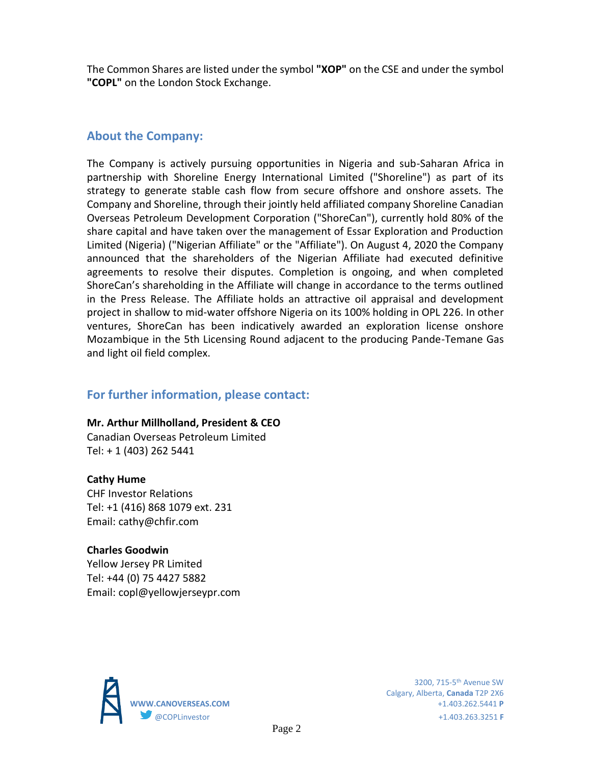The Common Shares are listed under the symbol **"XOP"** on the CSE and under the symbol **"COPL"** on the London Stock Exchange.

## About the Company:

The Company is actively pursuing opportunities in Nigeria and sub-Saharan Africa in partnership with Shoreline Energy International Limited ("Shoreline") as part of its strategy to generate stable cash flow from secure offshore and onshore assets. The Company and Shoreline, through their jointly held affiliated company Shoreline Canadian Overseas Petroleum Development Corporation ("ShoreCan"), currently hold 80% of the share capital and have taken over the management of Essar Exploration and Production Limited (Nigeria) ("Nigerian Affiliate" or the "Affiliate"). On August 4, 2020 the Company announced that the shareholders of the Nigerian Affiliate had executed definitive agreements to resolve their disputes. Completion is ongoing, and when completed ShoreCan's shareholding in the Affiliate will change in accordance to the terms outlined in the Press Release. The Affiliate holds an attractive oil appraisal and development project in shallow to mid-water offshore Nigeria on its 100% holding in OPL 226. In other ventures, ShoreCan has been indicatively awarded an exploration license onshore Mozambique in the 5th Licensing Round adjacent to the producing Pande-Temane Gas and light oil field complex.

## For further information, please contact:

**Mr. Arthur Millholland, President & CEO**
Canadian Overseas Petroleum Limited
Tel: + 1 (403) 262 5441

**Cathy Hume**
CHF Investor Relations
Tel: +1 (416) 868 1079 ext. 231
Email: cathy@chfir.com

**Charles Goodwin**
Yellow Jersey PR Limited
Tel: +44 (0) 75 4427 5882
Email: copl@yellowjerseypr.com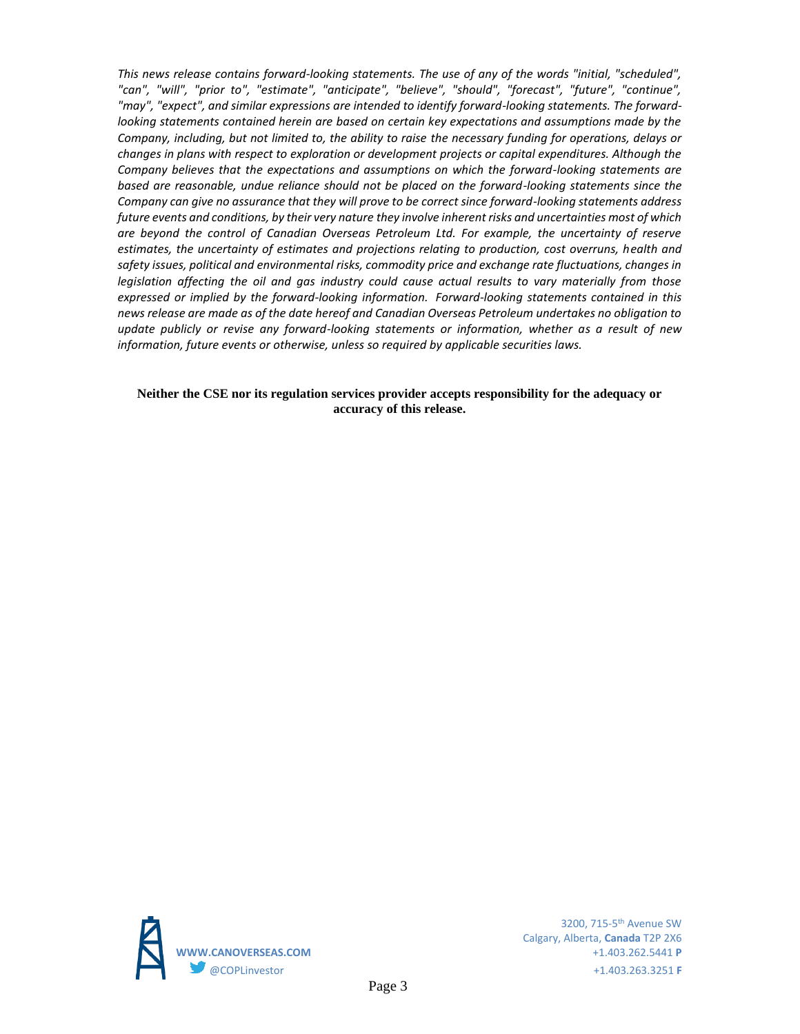*This news release contains forward-looking statements. The use of any of the words "initial, "scheduled", "can", "will", "prior to", "estimate", "anticipate", "believe", "should", "forecast", "future", "continue", "may", "expect", and similar expressions are intended to identify forward-looking statements. The forward-looking statements contained herein are based on certain key expectations and assumptions made by the Company, including, but not limited to, the ability to raise the necessary funding for operations, delays or changes in plans with respect to exploration or development projects or capital expenditures. Although the Company believes that the expectations and assumptions on which the forward-looking statements are based are reasonable, undue reliance should not be placed on the forward-looking statements since the Company can give no assurance that they will prove to be correct since forward-looking statements address future events and conditions, by their very nature they involve inherent risks and uncertainties most of which are beyond the control of Canadian Overseas Petroleum Ltd. For example, the uncertainty of reserve estimates, the uncertainty of estimates and projections relating to production, cost overruns, health and safety issues, political and environmental risks, commodity price and exchange rate fluctuations, changes in legislation affecting the oil and gas industry could cause actual results to vary materially from those expressed or implied by the forward-looking information. Forward-looking statements contained in this news release are made as of the date hereof and Canadian Overseas Petroleum undertakes no obligation to update publicly or revise any forward-looking statements or information, whether as a result of new information, future events or otherwise, unless so required by applicable securities laws.*

**Neither the CSE nor its regulation services provider accepts responsibility for the adequacy or accuracy of this release.**